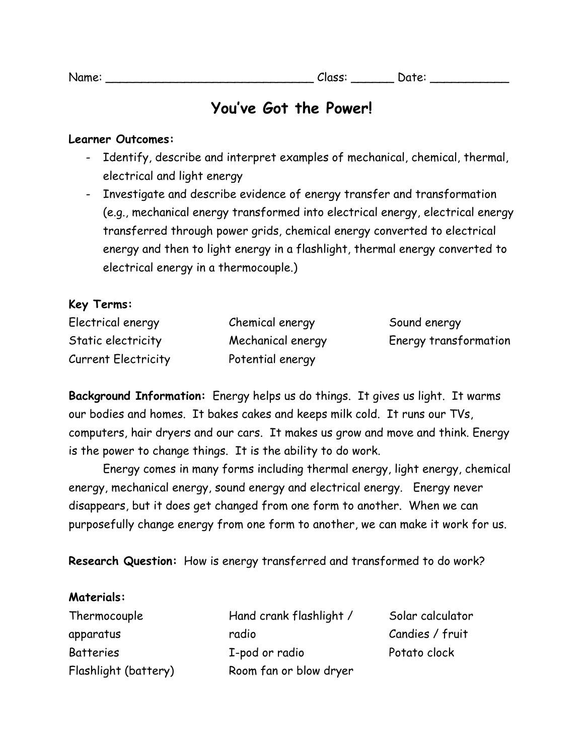Name: ______________________________ Class: ______ Date: ___________

# You've Got the Power!

**Learner Outcomes:**

- Identify, describe and interpret examples of mechanical, chemical, thermal, electrical and light energy
- Investigate and describe evidence of energy transfer and transformation (e.g., mechanical energy transformed into electrical energy, electrical energy transferred through power grids, chemical energy converted to electrical energy and then to light energy in a flashlight, thermal energy converted to electrical energy in a thermocouple.)

**Key Terms:**

| | | |
|---|---|---|
| Electrical energy | Chemical energy | Sound energy |
| Static electricity | Mechanical energy | Energy transformation |
| Current Electricity | Potential energy | |

**Background Information:** Energy helps us do things. It gives us light. It warms our bodies and homes. It bakes cakes and keeps milk cold. It runs our TVs, computers, hair dryers and our cars. It makes us grow and move and think. Energy is the power to change things. It is the ability to do work.

Energy comes in many forms including thermal energy, light energy, chemical energy, mechanical energy, sound energy and electrical energy. Energy never disappears, but it does get changed from one form to another. When we can purposefully change energy from one form to another, we can make it work for us.

**Research Question:** How is energy transferred and transformed to do work?

**Materials:**

| | | |
|---|---|---|
| Thermocouple apparatus | Hand crank flashlight / radio | Solar calculator |
| Batteries | I-pod or radio | Candies / fruit |
| Flashlight (battery) | Room fan or blow dryer | Potato clock |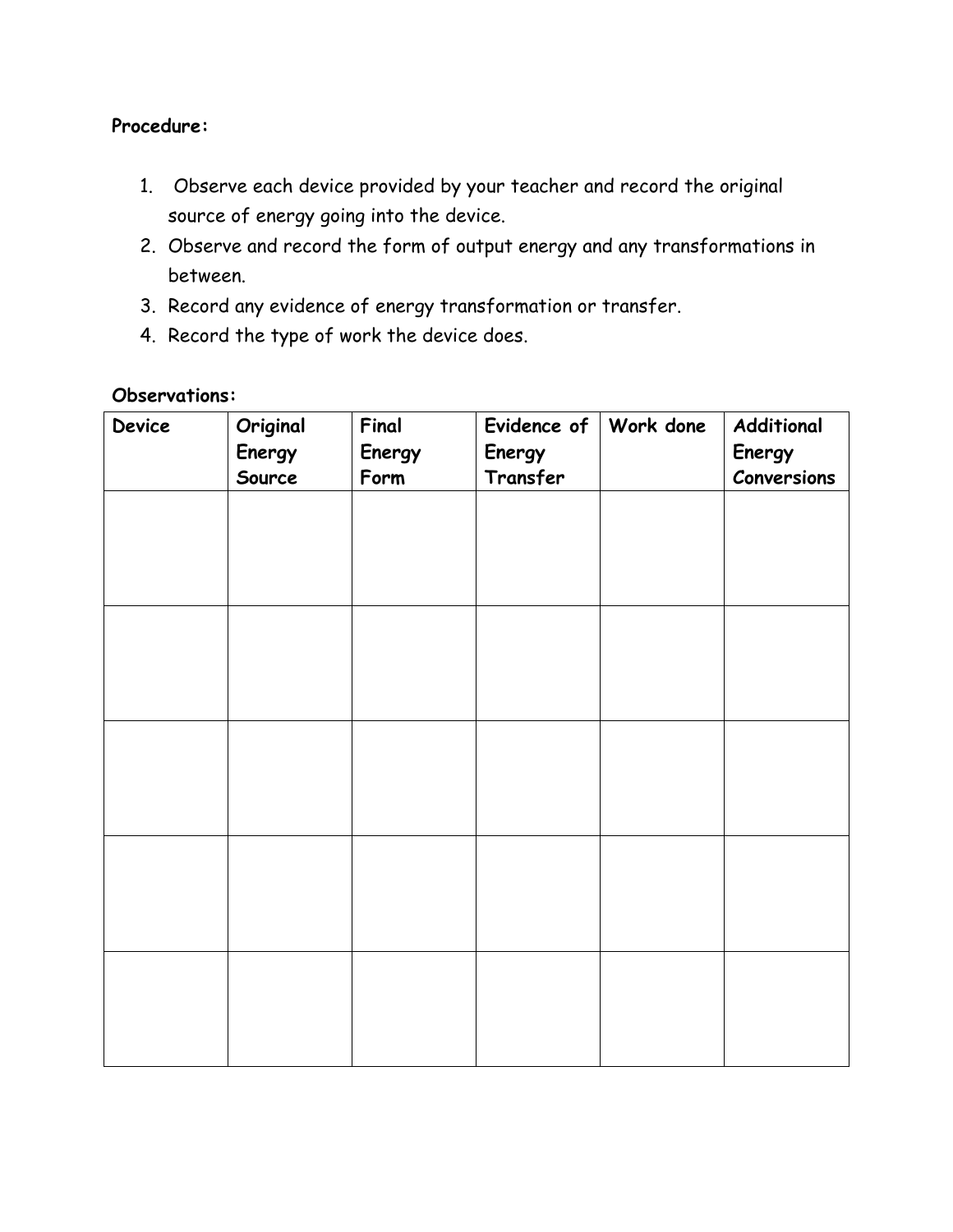**Procedure:**

1. Observe each device provided by your teacher and record the original source of energy going into the device.
2. Observe and record the form of output energy and any transformations in between.
3. Record any evidence of energy transformation or transfer.
4. Record the type of work the device does.

**Observations:**

| Device | Original Energy Source | Final Energy Form | Evidence of Energy Transfer | Work done | Additional Energy Conversions |
|---|---|---|---|---|---|
| | | | | | |
| | | | | | |
| | | | | | |
| | | | | | |
| | | | | | |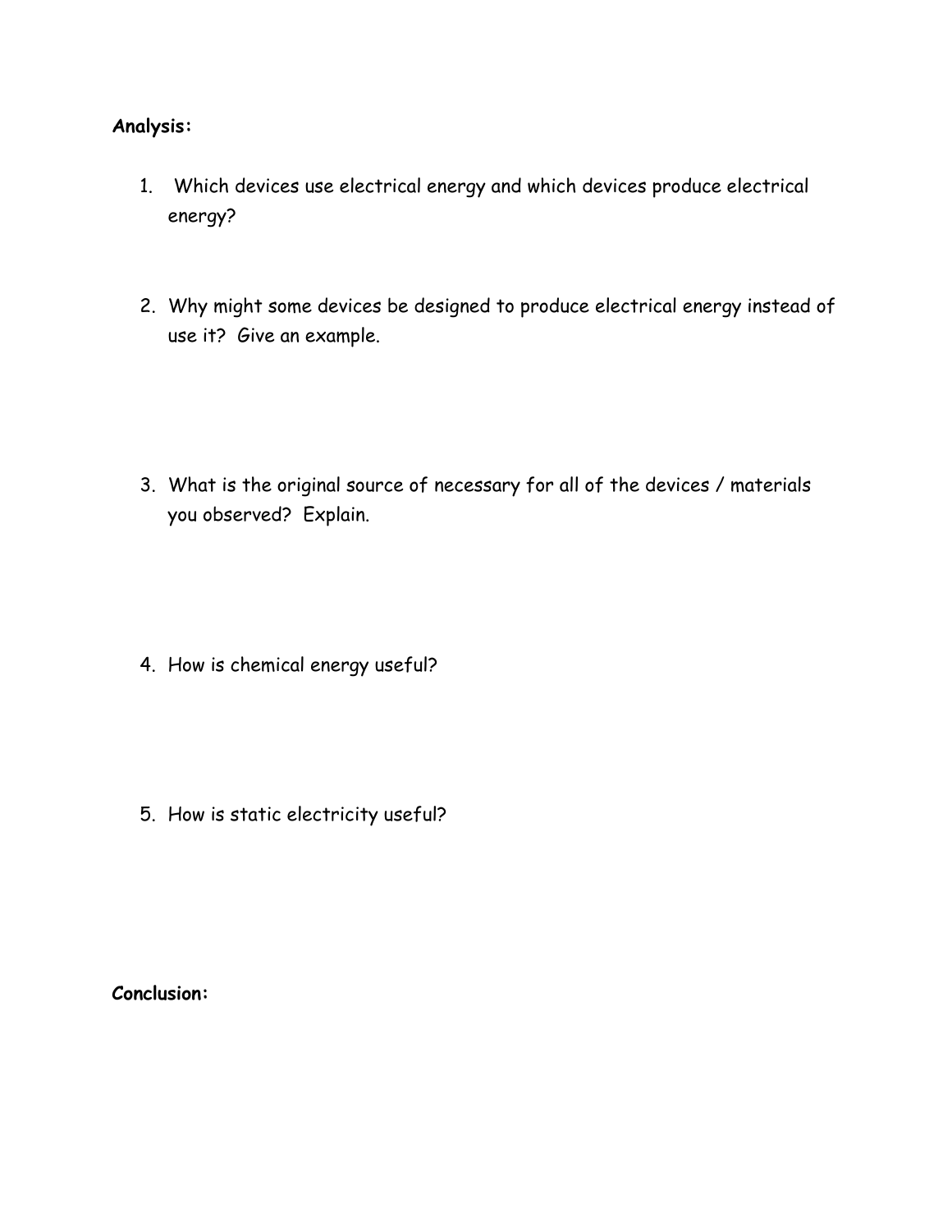**Analysis:**

1. Which devices use electrical energy and which devices produce electrical energy?

2. Why might some devices be designed to produce electrical energy instead of use it? Give an example.

3. What is the original source of necessary for all of the devices / materials you observed? Explain.

4. How is chemical energy useful?

5. How is static electricity useful?

**Conclusion:**